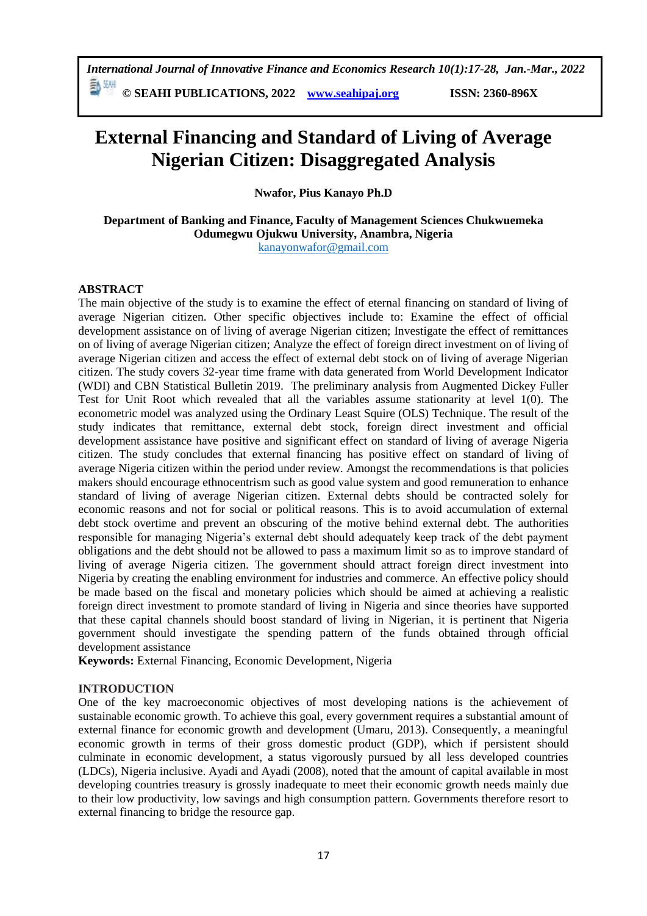# External Financing and Standard of Living of Average Nigerian Citizen: Disaggregated Analysis

**Nwafor, Pius Kanayo Ph.D**

**Department of Banking and Finance, Faculty of Management Sciences Chukwuemeka Odumegwu Ojukwu University, Anambra, Nigeria**
kanayonwafor@gmail.com

## ABSTRACT

The main objective of the study is to examine the effect of eternal financing on standard of living of average Nigerian citizen. Other specific objectives include to: Examine the effect of official development assistance on of living of average Nigerian citizen; Investigate the effect of remittances on of living of average Nigerian citizen; Analyze the effect of foreign direct investment on of living of average Nigerian citizen and access the effect of external debt stock on of living of average Nigerian citizen. The study covers 32-year time frame with data generated from World Development Indicator (WDI) and CBN Statistical Bulletin 2019. The preliminary analysis from Augmented Dickey Fuller Test for Unit Root which revealed that all the variables assume stationarity at level 1(0). The econometric model was analyzed using the Ordinary Least Squire (OLS) Technique. The result of the study indicates that remittance, external debt stock, foreign direct investment and official development assistance have positive and significant effect on standard of living of average Nigeria citizen. The study concludes that external financing has positive effect on standard of living of average Nigeria citizen within the period under review. Amongst the recommendations is that policies makers should encourage ethnocentrism such as good value system and good remuneration to enhance standard of living of average Nigerian citizen. External debts should be contracted solely for economic reasons and not for social or political reasons. This is to avoid accumulation of external debt stock overtime and prevent an obscuring of the motive behind external debt. The authorities responsible for managing Nigeria's external debt should adequately keep track of the debt payment obligations and the debt should not be allowed to pass a maximum limit so as to improve standard of living of average Nigeria citizen. The government should attract foreign direct investment into Nigeria by creating the enabling environment for industries and commerce. An effective policy should be made based on the fiscal and monetary policies which should be aimed at achieving a realistic foreign direct investment to promote standard of living in Nigeria and since theories have supported that these capital channels should boost standard of living in Nigerian, it is pertinent that Nigeria government should investigate the spending pattern of the funds obtained through official development assistance

**Keywords:** External Financing, Economic Development, Nigeria

## INTRODUCTION

One of the key macroeconomic objectives of most developing nations is the achievement of sustainable economic growth. To achieve this goal, every government requires a substantial amount of external finance for economic growth and development (Umaru, 2013). Consequently, a meaningful economic growth in terms of their gross domestic product (GDP), which if persistent should culminate in economic development, a status vigorously pursued by all less developed countries (LDCs), Nigeria inclusive. Ayadi and Ayadi (2008), noted that the amount of capital available in most developing countries treasury is grossly inadequate to meet their economic growth needs mainly due to their low productivity, low savings and high consumption pattern. Governments therefore resort to external financing to bridge the resource gap.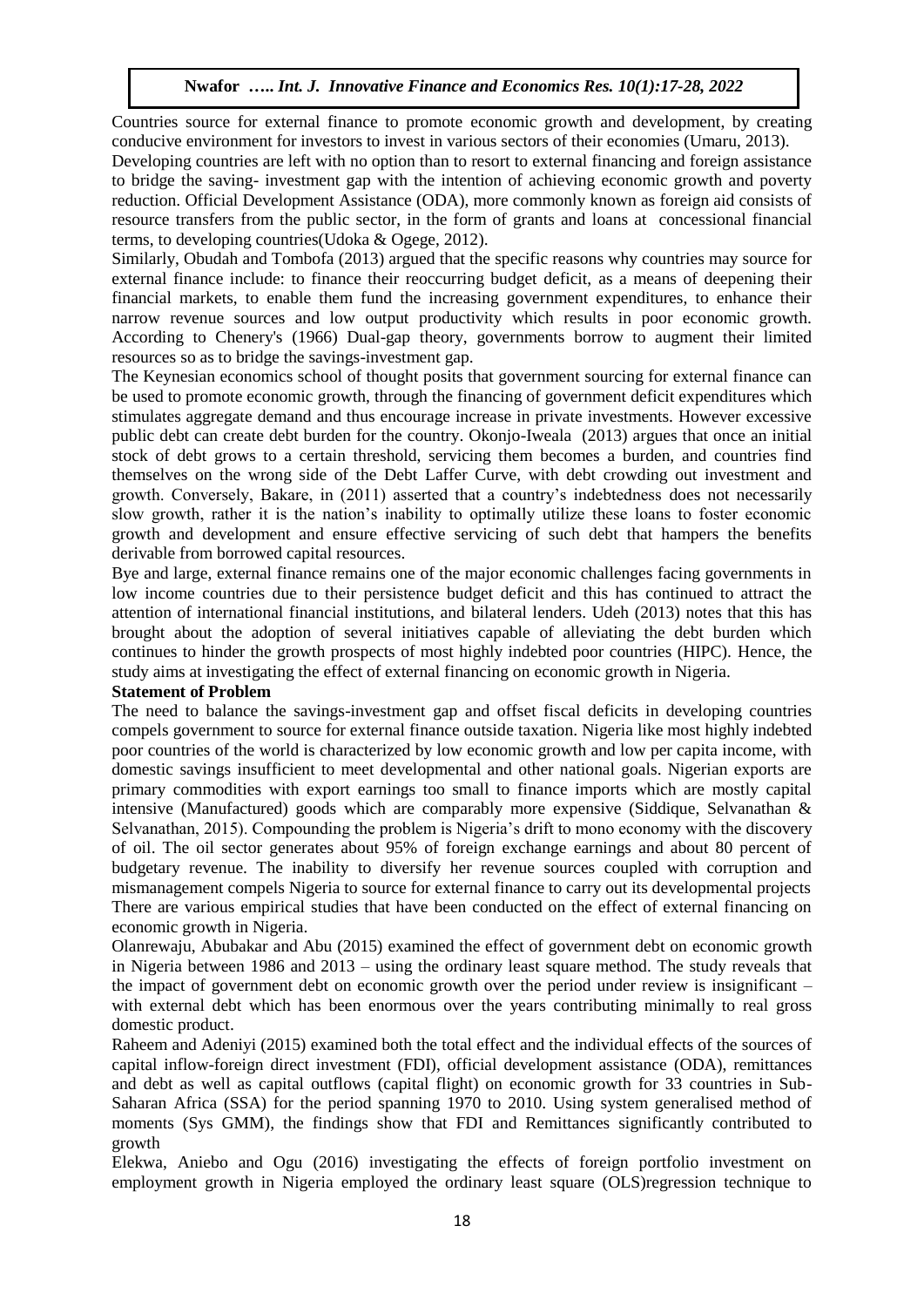Countries source for external finance to promote economic growth and development, by creating conducive environment for investors to invest in various sectors of their economies (Umaru, 2013).

Developing countries are left with no option than to resort to external financing and foreign assistance to bridge the saving- investment gap with the intention of achieving economic growth and poverty reduction. Official Development Assistance (ODA), more commonly known as foreign aid consists of resource transfers from the public sector, in the form of grants and loans at concessional financial terms, to developing countries(Udoka & Ogege, 2012).

Similarly, Obudah and Tombofa (2013) argued that the specific reasons why countries may source for external finance include: to finance their reoccurring budget deficit, as a means of deepening their financial markets, to enable them fund the increasing government expenditures, to enhance their narrow revenue sources and low output productivity which results in poor economic growth. According to Chenery's (1966) Dual-gap theory, governments borrow to augment their limited resources so as to bridge the savings-investment gap.

The Keynesian economics school of thought posits that government sourcing for external finance can be used to promote economic growth, through the financing of government deficit expenditures which stimulates aggregate demand and thus encourage increase in private investments. However excessive public debt can create debt burden for the country. Okonjo-Iweala (2013) argues that once an initial stock of debt grows to a certain threshold, servicing them becomes a burden, and countries find themselves on the wrong side of the Debt Laffer Curve, with debt crowding out investment and growth. Conversely, Bakare, in (2011) asserted that a country's indebtedness does not necessarily slow growth, rather it is the nation's inability to optimally utilize these loans to foster economic growth and development and ensure effective servicing of such debt that hampers the benefits derivable from borrowed capital resources.

Bye and large, external finance remains one of the major economic challenges facing governments in low income countries due to their persistence budget deficit and this has continued to attract the attention of international financial institutions, and bilateral lenders. Udeh (2013) notes that this has brought about the adoption of several initiatives capable of alleviating the debt burden which continues to hinder the growth prospects of most highly indebted poor countries (HIPC). Hence, the study aims at investigating the effect of external financing on economic growth in Nigeria.

### Statement of Problem

The need to balance the savings-investment gap and offset fiscal deficits in developing countries compels government to source for external finance outside taxation. Nigeria like most highly indebted poor countries of the world is characterized by low economic growth and low per capita income, with domestic savings insufficient to meet developmental and other national goals. Nigerian exports are primary commodities with export earnings too small to finance imports which are mostly capital intensive (Manufactured) goods which are comparably more expensive (Siddique, Selvanathan & Selvanathan, 2015). Compounding the problem is Nigeria's drift to mono economy with the discovery of oil. The oil sector generates about 95% of foreign exchange earnings and about 80 percent of budgetary revenue. The inability to diversify her revenue sources coupled with corruption and mismanagement compels Nigeria to source for external finance to carry out its developmental projects There are various empirical studies that have been conducted on the effect of external financing on economic growth in Nigeria.

Olanrewaju, Abubakar and Abu (2015) examined the effect of government debt on economic growth in Nigeria between 1986 and 2013 – using the ordinary least square method. The study reveals that the impact of government debt on economic growth over the period under review is insignificant – with external debt which has been enormous over the years contributing minimally to real gross domestic product.

Raheem and Adeniyi (2015) examined both the total effect and the individual effects of the sources of capital inflow-foreign direct investment (FDI), official development assistance (ODA), remittances and debt as well as capital outflows (capital flight) on economic growth for 33 countries in Sub-Saharan Africa (SSA) for the period spanning 1970 to 2010. Using system generalised method of moments (Sys GMM), the findings show that FDI and Remittances significantly contributed to growth

Elekwa, Aniebo and Ogu (2016) investigating the effects of foreign portfolio investment on employment growth in Nigeria employed the ordinary least square (OLS)regression technique to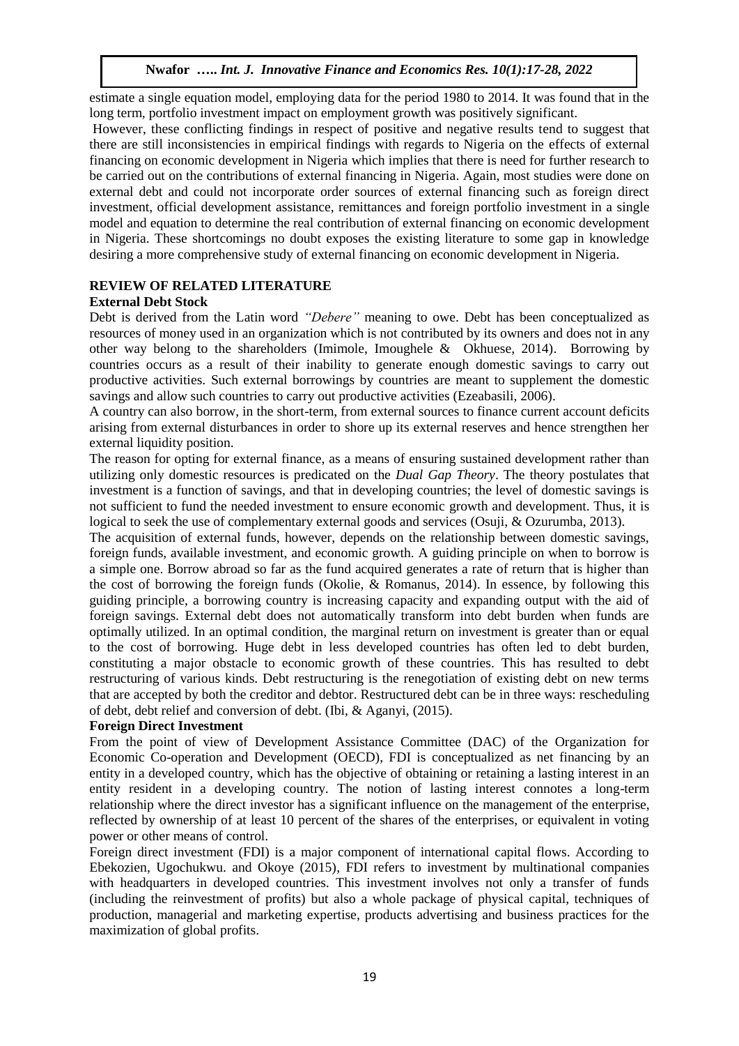estimate a single equation model, employing data for the period 1980 to 2014. It was found that in the long term, portfolio investment impact on employment growth was positively significant.

However, these conflicting findings in respect of positive and negative results tend to suggest that there are still inconsistencies in empirical findings with regards to Nigeria on the effects of external financing on economic development in Nigeria which implies that there is need for further research to be carried out on the contributions of external financing in Nigeria. Again, most studies were done on external debt and could not incorporate order sources of external financing such as foreign direct investment, official development assistance, remittances and foreign portfolio investment in a single model and equation to determine the real contribution of external financing on economic development in Nigeria. These shortcomings no doubt exposes the existing literature to some gap in knowledge desiring a more comprehensive study of external financing on economic development in Nigeria.

## REVIEW OF RELATED LITERATURE

### External Debt Stock

Debt is derived from the Latin word *"Debere"* meaning to owe. Debt has been conceptualized as resources of money used in an organization which is not contributed by its owners and does not in any other way belong to the shareholders (Imimole, Imoughele & Okhuese, 2014). Borrowing by countries occurs as a result of their inability to generate enough domestic savings to carry out productive activities. Such external borrowings by countries are meant to supplement the domestic savings and allow such countries to carry out productive activities (Ezeabasili, 2006).

A country can also borrow, in the short-term, from external sources to finance current account deficits arising from external disturbances in order to shore up its external reserves and hence strengthen her external liquidity position.

The reason for opting for external finance, as a means of ensuring sustained development rather than utilizing only domestic resources is predicated on the *Dual Gap Theory*. The theory postulates that investment is a function of savings, and that in developing countries; the level of domestic savings is not sufficient to fund the needed investment to ensure economic growth and development. Thus, it is logical to seek the use of complementary external goods and services (Osuji, & Ozurumba, 2013).

The acquisition of external funds, however, depends on the relationship between domestic savings, foreign funds, available investment, and economic growth. A guiding principle on when to borrow is a simple one. Borrow abroad so far as the fund acquired generates a rate of return that is higher than the cost of borrowing the foreign funds (Okolie, & Romanus, 2014). In essence, by following this guiding principle, a borrowing country is increasing capacity and expanding output with the aid of foreign savings. External debt does not automatically transform into debt burden when funds are optimally utilized. In an optimal condition, the marginal return on investment is greater than or equal to the cost of borrowing. Huge debt in less developed countries has often led to debt burden, constituting a major obstacle to economic growth of these countries. This has resulted to debt restructuring of various kinds. Debt restructuring is the renegotiation of existing debt on new terms that are accepted by both the creditor and debtor. Restructured debt can be in three ways: rescheduling of debt, debt relief and conversion of debt. (Ibi, & Aganyi, (2015).

### Foreign Direct Investment

From the point of view of Development Assistance Committee (DAC) of the Organization for Economic Co-operation and Development (OECD), FDI is conceptualized as net financing by an entity in a developed country, which has the objective of obtaining or retaining a lasting interest in an entity resident in a developing country. The notion of lasting interest connotes a long-term relationship where the direct investor has a significant influence on the management of the enterprise, reflected by ownership of at least 10 percent of the shares of the enterprises, or equivalent in voting power or other means of control.

Foreign direct investment (FDI) is a major component of international capital flows. According to Ebekozien, Ugochukwu. and Okoye (2015), FDI refers to investment by multinational companies with headquarters in developed countries. This investment involves not only a transfer of funds (including the reinvestment of profits) but also a whole package of physical capital, techniques of production, managerial and marketing expertise, products advertising and business practices for the maximization of global profits.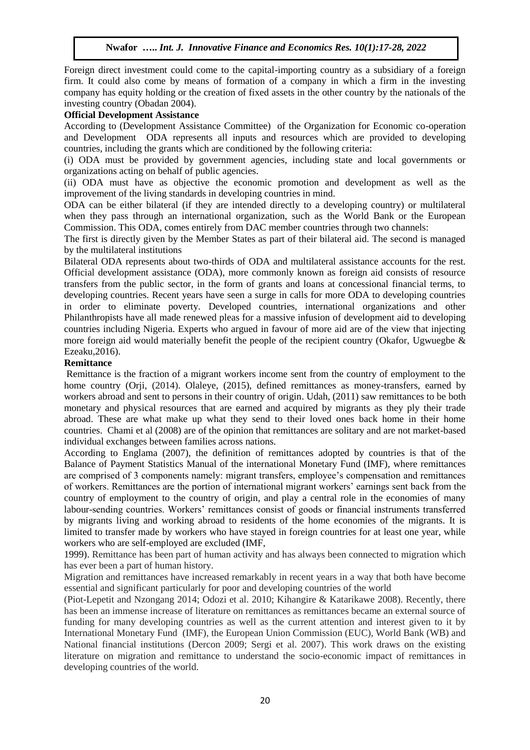Foreign direct investment could come to the capital-importing country as a subsidiary of a foreign firm. It could also come by means of formation of a company in which a firm in the investing company has equity holding or the creation of fixed assets in the other country by the nationals of the investing country (Obadan 2004).

**Official Development Assistance**

According to (Development Assistance Committee) of the Organization for Economic co-operation and Development ODA represents all inputs and resources which are provided to developing countries, including the grants which are conditioned by the following criteria:

(i) ODA must be provided by government agencies, including state and local governments or organizations acting on behalf of public agencies.

(ii) ODA must have as objective the economic promotion and development as well as the improvement of the living standards in developing countries in mind.

ODA can be either bilateral (if they are intended directly to a developing country) or multilateral when they pass through an international organization, such as the World Bank or the European Commission. This ODA, comes entirely from DAC member countries through two channels:

The first is directly given by the Member States as part of their bilateral aid. The second is managed by the multilateral institutions

Bilateral ODA represents about two-thirds of ODA and multilateral assistance accounts for the rest. Official development assistance (ODA), more commonly known as foreign aid consists of resource transfers from the public sector, in the form of grants and loans at concessional financial terms, to developing countries. Recent years have seen a surge in calls for more ODA to developing countries in order to eliminate poverty. Developed countries, international organizations and other Philanthropists have all made renewed pleas for a massive infusion of development aid to developing countries including Nigeria. Experts who argued in favour of more aid are of the view that injecting more foreign aid would materially benefit the people of the recipient country (Okafor, Ugwuegbe & Ezeaku,2016).

**Remittance**

Remittance is the fraction of a migrant workers income sent from the country of employment to the home country (Orji, (2014). Olaleye, (2015), defined remittances as money-transfers, earned by workers abroad and sent to persons in their country of origin. Udah, (2011) saw remittances to be both monetary and physical resources that are earned and acquired by migrants as they ply their trade abroad. These are what make up what they send to their loved ones back home in their home countries. Chami et al (2008) are of the opinion that remittances are solitary and are not market-based individual exchanges between families across nations.

According to Englama (2007), the definition of remittances adopted by countries is that of the Balance of Payment Statistics Manual of the international Monetary Fund (IMF), where remittances are comprised of 3 components namely: migrant transfers, employee's compensation and remittances of workers. Remittances are the portion of international migrant workers' earnings sent back from the country of employment to the country of origin, and play a central role in the economies of many labour-sending countries. Workers' remittances consist of goods or financial instruments transferred by migrants living and working abroad to residents of the home economies of the migrants. It is limited to transfer made by workers who have stayed in foreign countries for at least one year, while workers who are self-employed are excluded (IMF, 1999). Remittance has been part of human activity and has always been connected to migration which has ever been a part of human history.

Migration and remittances have increased remarkably in recent years in a way that both have become essential and significant particularly for poor and developing countries of the world (Piot-Lepetit and Nzongang 2014; Odozi et al. 2010; Kihangire & Katarikawe 2008). Recently, there has been an immense increase of literature on remittances as remittances became an external source of funding for many developing countries as well as the current attention and interest given to it by International Monetary Fund (IMF), the European Union Commission (EUC), World Bank (WB) and National financial institutions (Dercon 2009; Sergi et al. 2007). This work draws on the existing literature on migration and remittance to understand the socio-economic impact of remittances in developing countries of the world.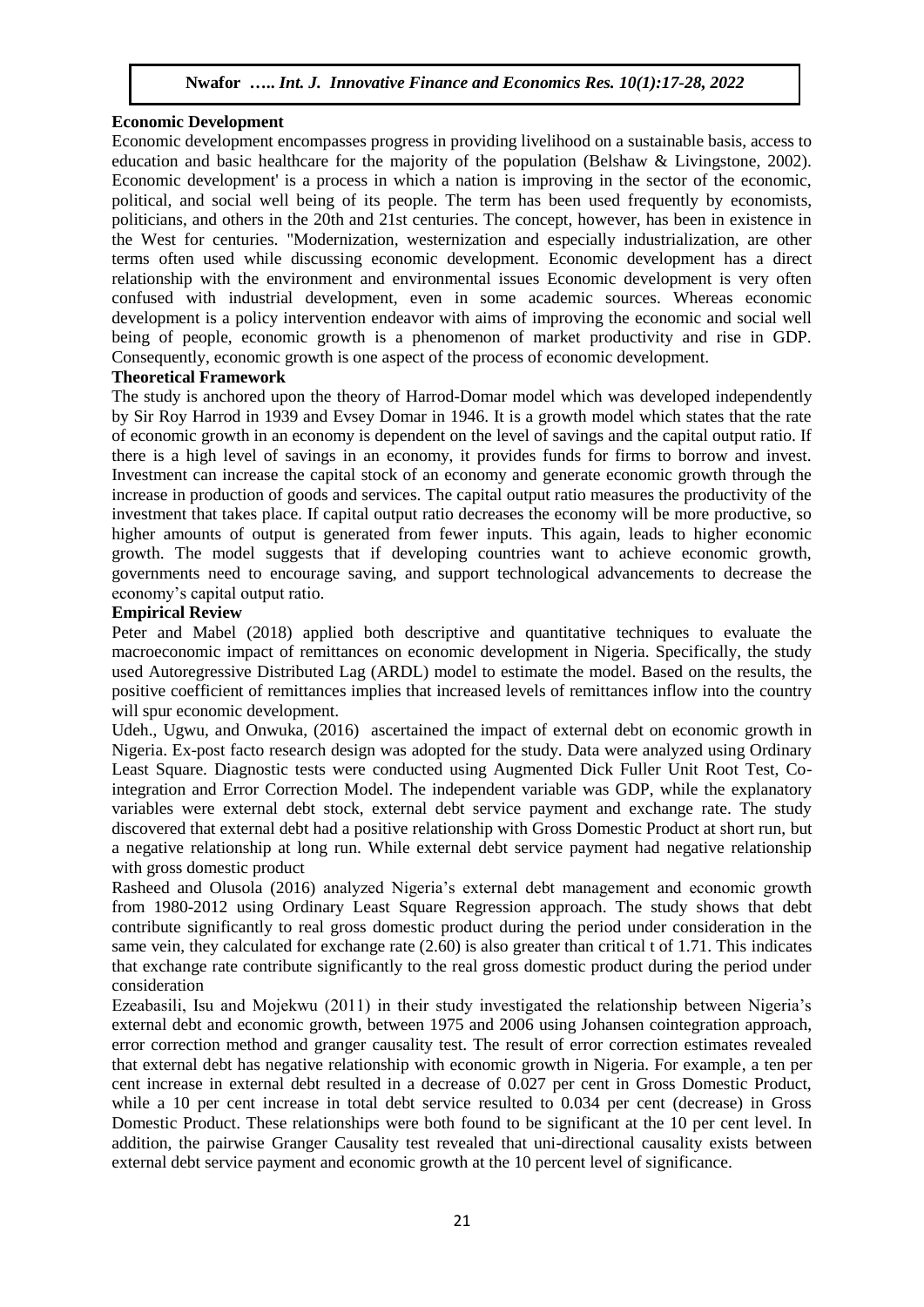**Economic Development**

Economic development encompasses progress in providing livelihood on a sustainable basis, access to education and basic healthcare for the majority of the population (Belshaw & Livingstone, 2002). Economic development' is a process in which a nation is improving in the sector of the economic, political, and social well being of its people. The term has been used frequently by economists, politicians, and others in the 20th and 21st centuries. The concept, however, has been in existence in the West for centuries. "Modernization, westernization and especially industrialization, are other terms often used while discussing economic development. Economic development has a direct relationship with the environment and environmental issues Economic development is very often confused with industrial development, even in some academic sources. Whereas economic development is a policy intervention endeavor with aims of improving the economic and social well being of people, economic growth is a phenomenon of market productivity and rise in GDP. Consequently, economic growth is one aspect of the process of economic development.

**Theoretical Framework**

The study is anchored upon the theory of Harrod-Domar model which was developed independently by Sir Roy Harrod in 1939 and Evsey Domar in 1946. It is a growth model which states that the rate of economic growth in an economy is dependent on the level of savings and the capital output ratio. If there is a high level of savings in an economy, it provides funds for firms to borrow and invest. Investment can increase the capital stock of an economy and generate economic growth through the increase in production of goods and services. The capital output ratio measures the productivity of the investment that takes place. If capital output ratio decreases the economy will be more productive, so higher amounts of output is generated from fewer inputs. This again, leads to higher economic growth. The model suggests that if developing countries want to achieve economic growth, governments need to encourage saving, and support technological advancements to decrease the economy's capital output ratio.

**Empirical Review**

Peter and Mabel (2018) applied both descriptive and quantitative techniques to evaluate the macroeconomic impact of remittances on economic development in Nigeria. Specifically, the study used Autoregressive Distributed Lag (ARDL) model to estimate the model. Based on the results, the positive coefficient of remittances implies that increased levels of remittances inflow into the country will spur economic development.

Udeh., Ugwu, and Onwuka, (2016) ascertained the impact of external debt on economic growth in Nigeria. Ex-post facto research design was adopted for the study. Data were analyzed using Ordinary Least Square. Diagnostic tests were conducted using Augmented Dick Fuller Unit Root Test, Co-integration and Error Correction Model. The independent variable was GDP, while the explanatory variables were external debt stock, external debt service payment and exchange rate. The study discovered that external debt had a positive relationship with Gross Domestic Product at short run, but a negative relationship at long run. While external debt service payment had negative relationship with gross domestic product

Rasheed and Olusola (2016) analyzed Nigeria's external debt management and economic growth from 1980-2012 using Ordinary Least Square Regression approach. The study shows that debt contribute significantly to real gross domestic product during the period under consideration in the same vein, they calculated for exchange rate (2.60) is also greater than critical t of 1.71. This indicates that exchange rate contribute significantly to the real gross domestic product during the period under consideration

Ezeabasili, Isu and Mojekwu (2011) in their study investigated the relationship between Nigeria's external debt and economic growth, between 1975 and 2006 using Johansen cointegration approach, error correction method and granger causality test. The result of error correction estimates revealed that external debt has negative relationship with economic growth in Nigeria. For example, a ten per cent increase in external debt resulted in a decrease of 0.027 per cent in Gross Domestic Product, while a 10 per cent increase in total debt service resulted to 0.034 per cent (decrease) in Gross Domestic Product. These relationships were both found to be significant at the 10 per cent level. In addition, the pairwise Granger Causality test revealed that uni-directional causality exists between external debt service payment and economic growth at the 10 percent level of significance.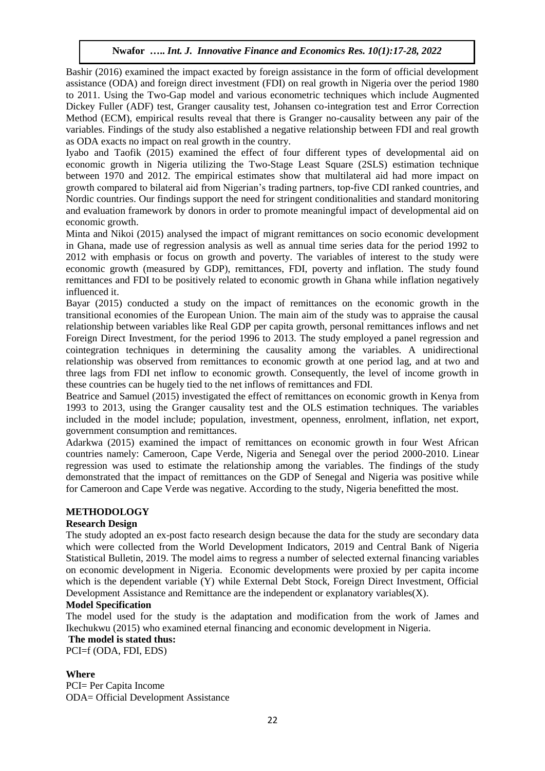Bashir (2016) examined the impact exacted by foreign assistance in the form of official development assistance (ODA) and foreign direct investment (FDI) on real growth in Nigeria over the period 1980 to 2011. Using the Two-Gap model and various econometric techniques which include Augmented Dickey Fuller (ADF) test, Granger causality test, Johansen co-integration test and Error Correction Method (ECM), empirical results reveal that there is Granger no-causality between any pair of the variables. Findings of the study also established a negative relationship between FDI and real growth as ODA exacts no impact on real growth in the country.

Iyabo and Taofik (2015) examined the effect of four different types of developmental aid on economic growth in Nigeria utilizing the Two-Stage Least Square (2SLS) estimation technique between 1970 and 2012. The empirical estimates show that multilateral aid had more impact on growth compared to bilateral aid from Nigerian's trading partners, top-five CDI ranked countries, and Nordic countries. Our findings support the need for stringent conditionalities and standard monitoring and evaluation framework by donors in order to promote meaningful impact of developmental aid on economic growth.

Minta and Nikoi (2015) analysed the impact of migrant remittances on socio economic development in Ghana, made use of regression analysis as well as annual time series data for the period 1992 to 2012 with emphasis or focus on growth and poverty. The variables of interest to the study were economic growth (measured by GDP), remittances, FDI, poverty and inflation. The study found remittances and FDI to be positively related to economic growth in Ghana while inflation negatively influenced it.

Bayar (2015) conducted a study on the impact of remittances on the economic growth in the transitional economies of the European Union. The main aim of the study was to appraise the causal relationship between variables like Real GDP per capita growth, personal remittances inflows and net Foreign Direct Investment, for the period 1996 to 2013. The study employed a panel regression and cointegration techniques in determining the causality among the variables. A unidirectional relationship was observed from remittances to economic growth at one period lag, and at two and three lags from FDI net inflow to economic growth. Consequently, the level of income growth in these countries can be hugely tied to the net inflows of remittances and FDI.

Beatrice and Samuel (2015) investigated the effect of remittances on economic growth in Kenya from 1993 to 2013, using the Granger causality test and the OLS estimation techniques. The variables included in the model include; population, investment, openness, enrolment, inflation, net export, government consumption and remittances.

Adarkwa (2015) examined the impact of remittances on economic growth in four West African countries namely: Cameroon, Cape Verde, Nigeria and Senegal over the period 2000-2010. Linear regression was used to estimate the relationship among the variables. The findings of the study demonstrated that the impact of remittances on the GDP of Senegal and Nigeria was positive while for Cameroon and Cape Verde was negative. According to the study, Nigeria benefitted the most.

## METHODOLOGY

### Research Design

The study adopted an ex-post facto research design because the data for the study are secondary data which were collected from the World Development Indicators, 2019 and Central Bank of Nigeria Statistical Bulletin, 2019. The model aims to regress a number of selected external financing variables on economic development in Nigeria. Economic developments were proxied by per capita income which is the dependent variable (Y) while External Debt Stock, Foreign Direct Investment, Official Development Assistance and Remittance are the independent or explanatory variables(X).

### Model Specification

The model used for the study is the adaptation and modification from the work of James and Ikechukwu (2015) who examined eternal financing and economic development in Nigeria.

**The model is stated thus:**

PCI=f (ODA, FDI, EDS)

**Where**

PCI= Per Capita Income  
ODA= Official Development Assistance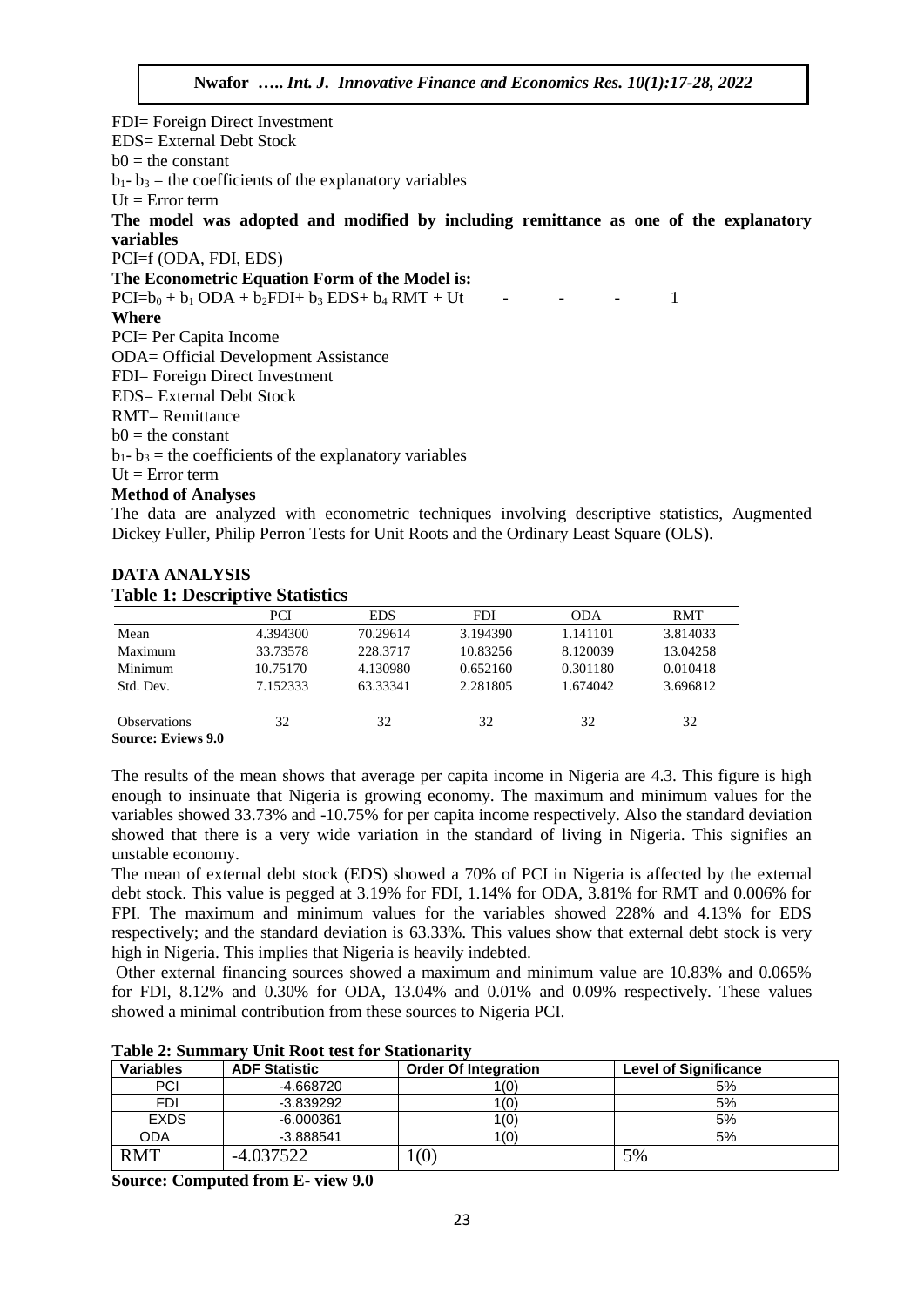FDI= Foreign Direct Investment

EDS= External Debt Stock

$b0$ = the constant

$b_1$- $b_3$ = the coefficients of the explanatory variables

Ut = Error term

**The model was adopted and modified by including remittance as one of the explanatory variables**

PCI=f (ODA, FDI, EDS)

**The Econometric Equation Form of the Model is:**

$$PCI=b_0 + b_1 ODA + b_2FDI+ b_3 EDS+ b_4 RMT + Ut \quad - \quad - \quad - \quad 1$$

**Where**

PCI= Per Capita Income

ODA= Official Development Assistance

FDI= Foreign Direct Investment

EDS= External Debt Stock

RMT= Remittance

$b0$ = the constant

$b_1$- $b_3$ = the coefficients of the explanatory variables

Ut = Error term

**Method of Analyses**

The data are analyzed with econometric techniques involving descriptive statistics, Augmented Dickey Fuller, Philip Perron Tests for Unit Roots and the Ordinary Least Square (OLS).

## DATA ANALYSIS

**Table 1: Descriptive Statistics**

| | PCI | EDS | FDI | ODA | RMT |
|---|---|---|---|---|---|
| Mean | 4.394300 | 70.29614 | 3.194390 | 1.141101 | 3.814033 |
| Maximum | 33.73578 | 228.3717 | 10.83256 | 8.120039 | 13.04258 |
| Minimum | 10.75170 | 4.130980 | 0.652160 | 0.301180 | 0.010418 |
| Std. Dev. | 7.152333 | 63.33341 | 2.281805 | 1.674042 | 3.696812 |
| Observations | 32 | 32 | 32 | 32 | 32 |

**Source: Eviews 9.0**

The results of the mean shows that average per capita income in Nigeria are 4.3. This figure is high enough to insinuate that Nigeria is growing economy. The maximum and minimum values for the variables showed 33.73% and -10.75% for per capita income respectively. Also the standard deviation showed that there is a very wide variation in the standard of living in Nigeria. This signifies an unstable economy.

The mean of external debt stock (EDS) showed a 70% of PCI in Nigeria is affected by the external debt stock. This value is pegged at 3.19% for FDI, 1.14% for ODA, 3.81% for RMT and 0.006% for FPI. The maximum and minimum values for the variables showed 228% and 4.13% for EDS respectively; and the standard deviation is 63.33%. This values show that external debt stock is very high in Nigeria. This implies that Nigeria is heavily indebted.

Other external financing sources showed a maximum and minimum value are 10.83% and 0.065% for FDI, 8.12% and 0.30% for ODA, 13.04% and 0.01% and 0.09% respectively. These values showed a minimal contribution from these sources to Nigeria PCI.

**Table 2: Summary Unit Root test for Stationarity**

| Variables | ADF Statistic | Order Of Integration | Level of Significance |
|---|---|---|---|
| PCI | -4.668720 | 1(0) | 5% |
| FDI | -3.839292 | 1(0) | 5% |
| EXDS | -6.000361 | 1(0) | 5% |
| ODA | -3.888541 | 1(0) | 5% |
| RMT | -4.037522 | 1(0) | 5% |

**Source: Computed from E- view 9.0**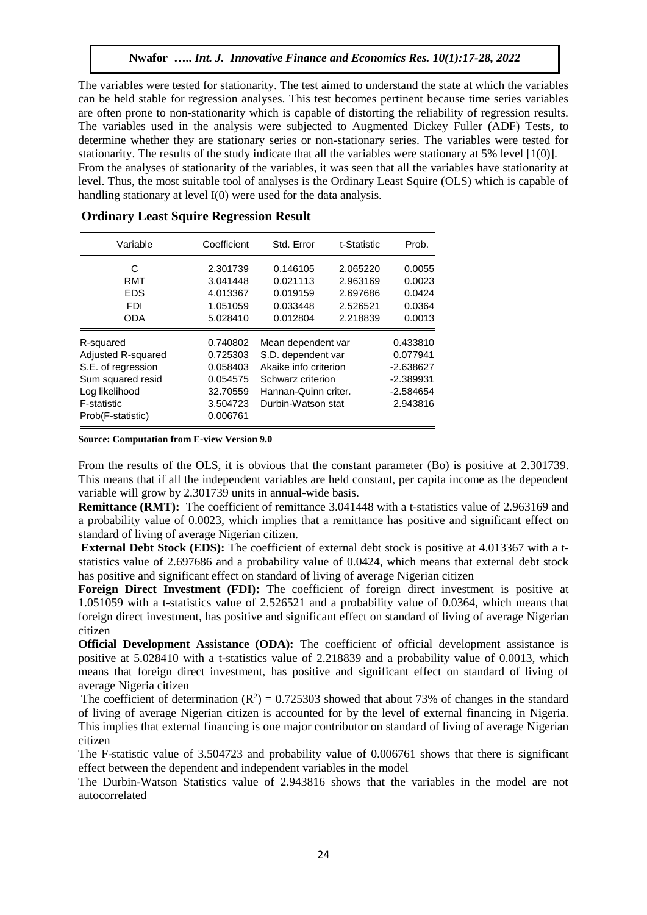The variables were tested for stationarity. The test aimed to understand the state at which the variables can be held stable for regression analyses. This test becomes pertinent because time series variables are often prone to non-stationarity which is capable of distorting the reliability of regression results. The variables used in the analysis were subjected to Augmented Dickey Fuller (ADF) Tests, to determine whether they are stationary series or non-stationary series. The variables were tested for stationarity. The results of the study indicate that all the variables were stationary at 5% level [1(0)].

From the analyses of stationarity of the variables, it was seen that all the variables have stationarity at level. Thus, the most suitable tool of analyses is the Ordinary Least Squire (OLS) which is capable of handling stationary at level I(0) were used for the data analysis.

### Ordinary Least Squire Regression Result

| Variable | Coefficient | Std. Error | t-Statistic | Prob. |
|---|---|---|---|---|
| C | 2.301739 | 0.146105 | 2.065220 | 0.0055 |
| RMT | 3.041448 | 0.021113 | 2.963169 | 0.0023 |
| EDS | 4.013367 | 0.019159 | 2.697686 | 0.0424 |
| FDI | 1.051059 | 0.033448 | 2.526521 | 0.0364 |
| ODA | 5.028410 | 0.012804 | 2.218839 | 0.0013 |
| R-squared | 0.740802 | Mean dependent var | | 0.433810 |
| Adjusted R-squared | 0.725303 | S.D. dependent var | | 0.077941 |
| S.E. of regression | 0.058403 | Akaike info criterion | | -2.638627 |
| Sum squared resid | 0.054575 | Schwarz criterion | | -2.389931 |
| Log likelihood | 32.70559 | Hannan-Quinn criter. | | -2.584654 |
| F-statistic | 3.504723 | Durbin-Watson stat | | 2.943816 |
| Prob(F-statistic) | 0.006761 | | | |

**Source: Computation from E-view Version 9.0**

From the results of the OLS, it is obvious that the constant parameter (Bo) is positive at 2.301739. This means that if all the independent variables are held constant, per capita income as the dependent variable will grow by 2.301739 units in annual-wide basis.

**Remittance (RMT):** The coefficient of remittance 3.041448 with a t-statistics value of 2.963169 and a probability value of 0.0023, which implies that a remittance has positive and significant effect on standard of living of average Nigerian citizen.

**External Debt Stock (EDS):** The coefficient of external debt stock is positive at 4.013367 with a t-statistics value of 2.697686 and a probability value of 0.0424, which means that external debt stock has positive and significant effect on standard of living of average Nigerian citizen

**Foreign Direct Investment (FDI):** The coefficient of foreign direct investment is positive at 1.051059 with a t-statistics value of 2.526521 and a probability value of 0.0364, which means that foreign direct investment, has positive and significant effect on standard of living of average Nigerian citizen

**Official Development Assistance (ODA):** The coefficient of official development assistance is positive at 5.028410 with a t-statistics value of 2.218839 and a probability value of 0.0013, which means that foreign direct investment, has positive and significant effect on standard of living of average Nigeria citizen

The coefficient of determination ($R^2$) = 0.725303 showed that about 73% of changes in the standard of living of average Nigerian citizen is accounted for by the level of external financing in Nigeria. This implies that external financing is one major contributor on standard of living of average Nigerian citizen

The F-statistic value of 3.504723 and probability value of 0.006761 shows that there is significant effect between the dependent and independent variables in the model

The Durbin-Watson Statistics value of 2.943816 shows that the variables in the model are not autocorrelated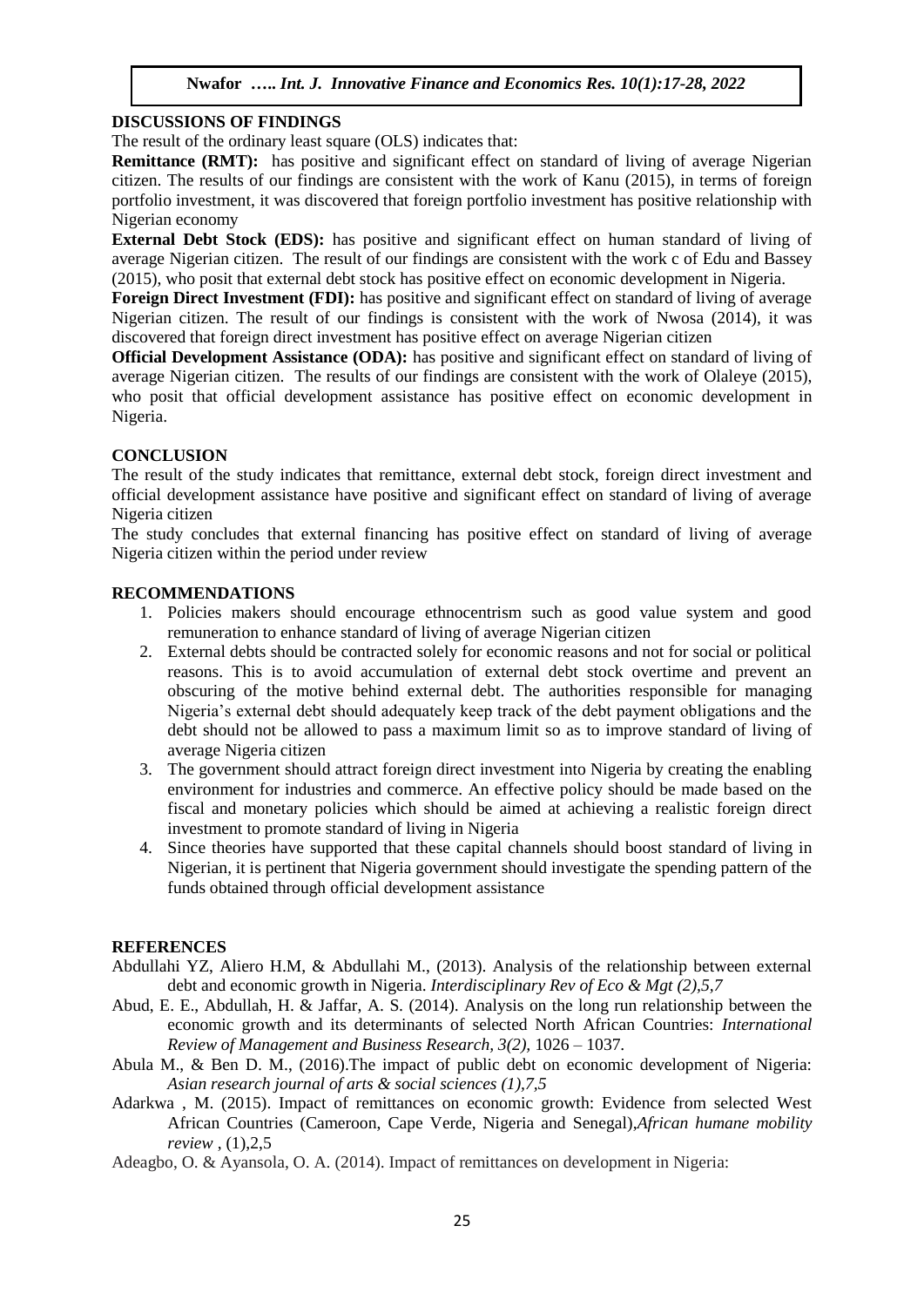## DISCUSSIONS OF FINDINGS

The result of the ordinary least square (OLS) indicates that:

**Remittance (RMT):** has positive and significant effect on standard of living of average Nigerian citizen. The results of our findings are consistent with the work of Kanu (2015), in terms of foreign portfolio investment, it was discovered that foreign portfolio investment has positive relationship with Nigerian economy

**External Debt Stock (EDS):** has positive and significant effect on human standard of living of average Nigerian citizen. The result of our findings are consistent with the work c of Edu and Bassey (2015), who posit that external debt stock has positive effect on economic development in Nigeria.

**Foreign Direct Investment (FDI):** has positive and significant effect on standard of living of average Nigerian citizen. The result of our findings is consistent with the work of Nwosa (2014), it was discovered that foreign direct investment has positive effect on average Nigerian citizen

**Official Development Assistance (ODA):** has positive and significant effect on standard of living of average Nigerian citizen. The results of our findings are consistent with the work of Olaleye (2015), who posit that official development assistance has positive effect on economic development in Nigeria.

## CONCLUSION

The result of the study indicates that remittance, external debt stock, foreign direct investment and official development assistance have positive and significant effect on standard of living of average Nigeria citizen

The study concludes that external financing has positive effect on standard of living of average Nigeria citizen within the period under review

## RECOMMENDATIONS

1. Policies makers should encourage ethnocentrism such as good value system and good remuneration to enhance standard of living of average Nigerian citizen
2. External debts should be contracted solely for economic reasons and not for social or political reasons. This is to avoid accumulation of external debt stock overtime and prevent an obscuring of the motive behind external debt. The authorities responsible for managing Nigeria's external debt should adequately keep track of the debt payment obligations and the debt should not be allowed to pass a maximum limit so as to improve standard of living of average Nigeria citizen
3. The government should attract foreign direct investment into Nigeria by creating the enabling environment for industries and commerce. An effective policy should be made based on the fiscal and monetary policies which should be aimed at achieving a realistic foreign direct investment to promote standard of living in Nigeria
4. Since theories have supported that these capital channels should boost standard of living in Nigerian, it is pertinent that Nigeria government should investigate the spending pattern of the funds obtained through official development assistance

## REFERENCES

Abdullahi YZ, Aliero H.M, & Abdullahi M., (2013). Analysis of the relationship between external debt and economic growth in Nigeria. *Interdisciplinary Rev of Eco & Mgt (2),5,7*

Abud, E. E., Abdullah, H. & Jaffar, A. S. (2014). Analysis on the long run relationship between the economic growth and its determinants of selected North African Countries: *International Review of Management and Business Research, 3(2),* 1026 – 1037.

Abula M., & Ben D. M., (2016).The impact of public debt on economic development of Nigeria: *Asian research journal of arts & social sciences (1),7,5*

Adarkwa , M. (2015). Impact of remittances on economic growth: Evidence from selected West African Countries (Cameroon, Cape Verde, Nigeria and Senegal),*African humane mobility review* , (1),2,5

Adeagbo, O. & Ayansola, O. A. (2014). Impact of remittances on development in Nigeria: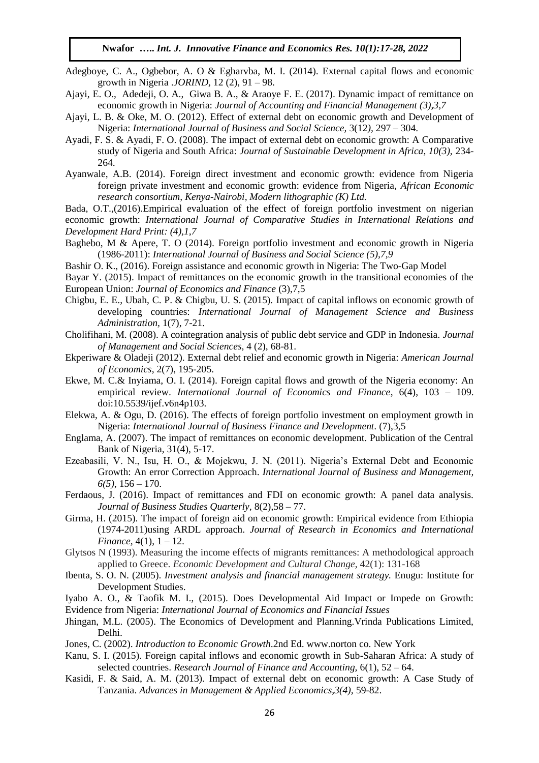Adegboye, C. A., Ogbebor, A. O & Egharvba, M. I. (2014). External capital flows and economic growth in Nigeria .*JORIND*, 12 (2), 91 – 98.

Ajayi, E. O., Adedeji, O. A., Giwa B. A., & Araoye F. E. (2017). Dynamic impact of remittance on economic growth in Nigeria: *Journal of Accounting and Financial Management (3),3,7*

Ajayi, L. B. & Oke, M. O. (2012). Effect of external debt on economic growth and Development of Nigeria: *International Journal of Business and Social Science,* 3(12*),* 297 – 304.

Ayadi, F. S. & Ayadi, F. O. (2008). The impact of external debt on economic growth: A Comparative study of Nigeria and South Africa: *Journal of Sustainable Development in Africa, 10(3),* 234-264.

Ayanwale, A.B. (2014). Foreign direct investment and economic growth: evidence from Nigeria foreign private investment and economic growth: evidence from Nigeria, *African Economic research consortium, Kenya-Nairobi, Modern lithographic (K) Ltd.*

Bada, O.T.,(2016).Empirical evaluation of the effect of foreign portfolio investment on nigerian economic growth: *International Journal of Comparative Studies in International Relations and Development Hard Print: (4),1,7*

Baghebo, M & Apere, T. O (2014). Foreign portfolio investment and economic growth in Nigeria (1986-2011): *International Journal of Business and Social Science (5),7,9*

Bashir O. K., (2016). Foreign assistance and economic growth in Nigeria: The Two-Gap Model

Bayar Y. (2015). Impact of remittances on the economic growth in the transitional economies of the European Union: *Journal of Economics and Finance* (3),7,5

Chigbu, E. E., Ubah, C. P. & Chigbu, U. S. (2015). Impact of capital inflows on economic growth of developing countries: *International Journal of Management Science and Business Administration*, 1(7), 7-21.

Cholifihani, M. (2008). A cointegration analysis of public debt service and GDP in Indonesia. *Journal of Management and Social Sciences,* 4 (2), 68-81.

Ekperiware & Oladeji (2012). External debt relief and economic growth in Nigeria: *American Journal of Economics*, 2(7), 195-205.

Ekwe, M. C.& Inyiama, O. I. (2014). Foreign capital flows and growth of the Nigeria economy: An empirical review. *International Journal of Economics and Finance*, 6(4), 103 – 109. doi:10.5539/ijef.v6n4p103.

Elekwa, A. & Ogu, D. (2016). The effects of foreign portfolio investment on employment growth in Nigeria: *International Journal of Business Finance and Development*. (7),3,5

Englama, A. (2007). The impact of remittances on economic development. Publication of the Central Bank of Nigeria, 31(4), 5-17.

Ezeabasili, V. N., Isu, H. O., & Mojekwu, J. N. (2011). Nigeria's External Debt and Economic Growth: An error Correction Approach. *International Journal of Business and Management, 6(5)*, 156 – 170.

Ferdaous, J. (2016). Impact of remittances and FDI on economic growth: A panel data analysis. *Journal of Business Studies Quarterly*, 8(2),58 – 77.

Girma, H. (2015). The impact of foreign aid on economic growth: Empirical evidence from Ethiopia (1974-2011)using ARDL approach. *Journal of Research in Economics and International Finance,* 4(1), 1 – 12.

Glytsos N (1993). Measuring the income effects of migrants remittances: A methodological approach applied to Greece. *Economic Development and Cultural Change*, 42(1): 131-168

Ibenta, S. O. N. (2005). *Investment analysis and financial management strategy.* Enugu: Institute for Development Studies.

Iyabo A. O., & Taofik M. I., (2015). Does Developmental Aid Impact or Impede on Growth: Evidence from Nigeria: *International Journal of Economics and Financial Issues*

Jhingan, M.L. (2005). The Economics of Development and Planning.Vrinda Publications Limited, Delhi.

Jones, C. (2002). *Introduction to Economic Growth*.2nd Ed. www.norton co. New York

Kanu, S. I. (2015). Foreign capital inflows and economic growth in Sub-Saharan Africa: A study of selected countries. *Research Journal of Finance and Accounting,* 6(1), 52 – 64.

Kasidi, F. & Said, A. M. (2013). Impact of external debt on economic growth: A Case Study of Tanzania. *Advances in Management & Applied Economics,3(4)*, 59-82.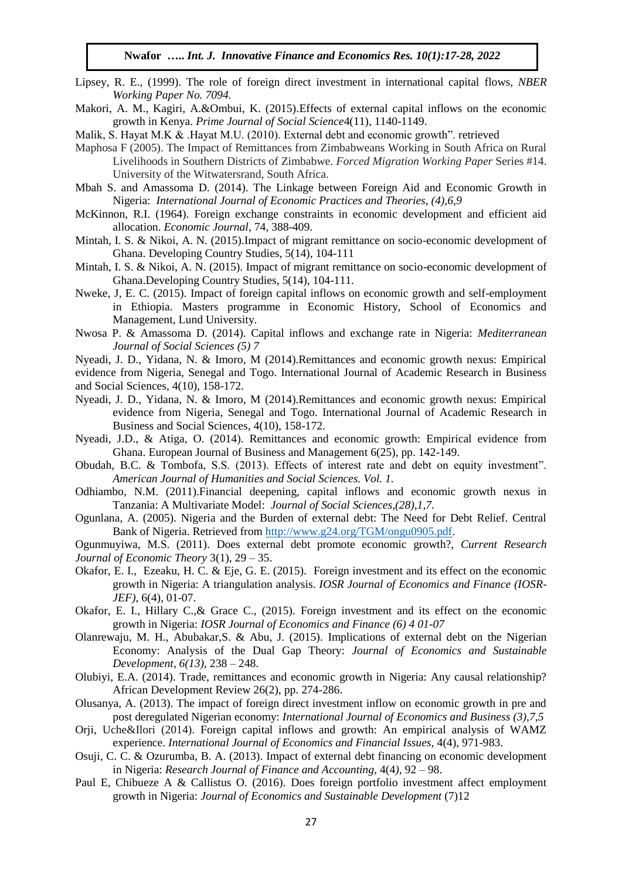Lipsey, R. E., (1999). The role of foreign direct investment in international capital flows, *NBER Working Paper No. 7094.*

Makori, A. M., Kagiri, A.&Ombui, K. (2015).Effects of external capital inflows on the economic growth in Kenya. *Prime Journal of Social Science*4(11), 1140-1149.

Malik, S. Hayat M.K & .Hayat M.U. (2010). External debt and economic growth". retrieved

Maphosa F (2005). The Impact of Remittances from Zimbabweans Working in South Africa on Rural Livelihoods in Southern Districts of Zimbabwe. *Forced Migration Working Paper* Series #14. University of the Witwatersrand, South Africa.

Mbah S. and Amassoma D. (2014). The Linkage between Foreign Aid and Economic Growth in Nigeria: *International Journal of Economic Practices and Theories, (4),6,9*

McKinnon, R.I. (1964). Foreign exchange constraints in economic development and efficient aid allocation. *Economic Journal*, 74, 388-409.

Mintah, I. S. & Nikoi, A. N. (2015).Impact of migrant remittance on socio-economic development of Ghana. Developing Country Studies, 5(14), 104-111

Mintah, I. S. & Nikoi, A. N. (2015). Impact of migrant remittance on socio-economic development of Ghana.Developing Country Studies, 5(14), 104-111.

Nweke, J, E. C. (2015). Impact of foreign capital inflows on economic growth and self-employment in Ethiopia. Masters programme in Economic History, School of Economics and Management, Lund University.

Nwosa P. & Amassoma D. (2014). Capital inflows and exchange rate in Nigeria: *Mediterranean Journal of Social Sciences (5) 7*

Nyeadi, J. D., Yidana, N. & Imoro, M (2014).Remittances and economic growth nexus: Empirical evidence from Nigeria, Senegal and Togo. International Journal of Academic Research in Business and Social Sciences, 4(10), 158-172.

Nyeadi, J. D., Yidana, N. & Imoro, M (2014).Remittances and economic growth nexus: Empirical evidence from Nigeria, Senegal and Togo. International Journal of Academic Research in Business and Social Sciences, 4(10), 158-172.

Nyeadi, J.D., & Atiga, O. (2014). Remittances and economic growth: Empirical evidence from Ghana. European Journal of Business and Management 6(25), pp. 142-149.

Obudah, B.C. & Tombofa, S.S. (2013). Effects of interest rate and debt on equity investment". *American Journal of Humanities and Social Sciences. Vol. 1.*

Odhiambo, N.M. (2011).Financial deepening, capital inflows and economic growth nexus in Tanzania: A Multivariate Model: *Journal of Social Sciences,(28),1,7.*

Ogunlana, A. (2005). Nigeria and the Burden of external debt: The Need for Debt Relief. Central Bank of Nigeria. Retrieved from http://www.g24.org/TGM/ongu0905.pdf.

Ogunmuyiwa, M.S. (2011). Does external debt promote economic growth?, *Current Research Journal of Economic Theory* 3(1), 29 – 35.

Okafor, E. I., Ezeaku, H. C. & Eje, G. E. (2015). Foreign investment and its effect on the economic growth in Nigeria: A triangulation analysis. *IOSR Journal of Economics and Finance (IOSR-JEF)*, 6(4), 01-07.

Okafor, E. I., Hillary C.,& Grace C., (2015). Foreign investment and its effect on the economic growth in Nigeria: *IOSR Journal of Economics and Finance (6) 4 01-07*

Olanrewaju, M. H., Abubakar,S. & Abu, J. (2015). Implications of external debt on the Nigerian Economy: Analysis of the Dual Gap Theory: *Journal of Economics and Sustainable Development, 6(13),* 238 – 248.

Olubiyi, E.A. (2014). Trade, remittances and economic growth in Nigeria: Any causal relationship? African Development Review 26(2), pp. 274-286.

Olusanya, A. (2013). The impact of foreign direct investment inflow on economic growth in pre and post deregulated Nigerian economy: *International Journal of Economics and Business (3),7,5*

Orji, Uche&Ilori (2014). Foreign capital inflows and growth: An empirical analysis of WAMZ experience. *International Journal of Economics and Financial Issues,* 4(4), 971-983.

Osuji, C. C. & Ozurumba, B. A. (2013). Impact of external debt financing on economic development in Nigeria: *Research Journal of Finance and Accounting,* 4(4*)*, 92 – 98.

Paul E, Chibueze A & Callistus O. (2016). Does foreign portfolio investment affect employment growth in Nigeria: *Journal of Economics and Sustainable Development* (7)12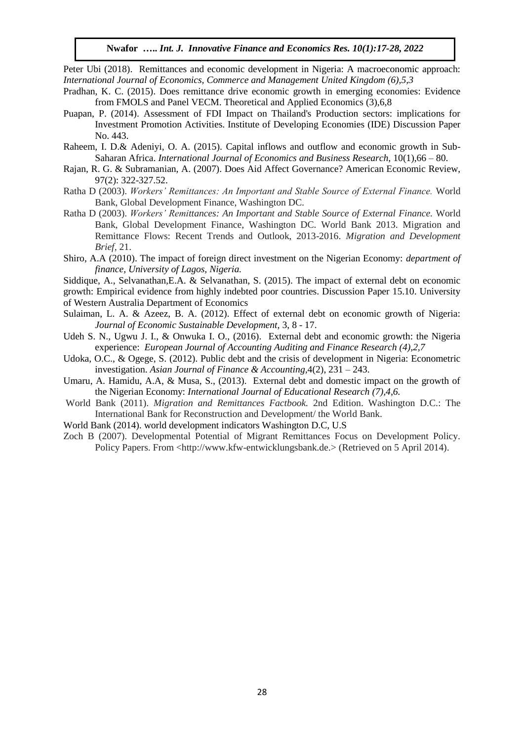Peter Ubi (2018). Remittances and economic development in Nigeria: A macroeconomic approach: *International Journal of Economics, Commerce and Management United Kingdom (6),5,3*

Pradhan, K. C. (2015). Does remittance drive economic growth in emerging economies: Evidence from FMOLS and Panel VECM. Theoretical and Applied Economics (3),6,8

Puapan, P. (2014). Assessment of FDI Impact on Thailand's Production sectors: implications for Investment Promotion Activities. Institute of Developing Economies (IDE) Discussion Paper No. 443.

Raheem, I. D.& Adeniyi, O. A. (2015). Capital inflows and outflow and economic growth in Sub-Saharan Africa. *International Journal of Economics and Business Research,* 10(1),66 – 80.

Rajan, R. G. & Subramanian, A. (2007). Does Aid Affect Governance? American Economic Review, 97(2): 322-327.52.

Ratha D (2003). *Workers' Remittances: An Important and Stable Source of External Finance.* World Bank, Global Development Finance, Washington DC.

Ratha D (2003). *Workers' Remittances: An Important and Stable Source of External Finance.* World Bank, Global Development Finance, Washington DC. World Bank 2013. Migration and Remittance Flows: Recent Trends and Outlook, 2013-2016. *Migration and Development Brief*, 21.

Shiro, A.A (2010). The impact of foreign direct investment on the Nigerian Economy: *department of finance, University of Lagos, Nigeria.*

Siddique, A., Selvanathan,E.A. & Selvanathan, S. (2015). The impact of external debt on economic growth: Empirical evidence from highly indebted poor countries. Discussion Paper 15.10. University of Western Australia Department of Economics

Sulaiman, L. A. & Azeez, B. A. (2012). Effect of external debt on economic growth of Nigeria: *Journal of Economic Sustainable Development,* 3, 8 - 17.

Udeh S. N., Ugwu J. I., & Onwuka I. O., (2016). External debt and economic growth: the Nigeria experience: *European Journal of Accounting Auditing and Finance Research (4),2,7*

Udoka, O.C., & Ogege, S. (2012). Public debt and the crisis of development in Nigeria: Econometric investigation. *Asian Journal of Finance & Accounting,*4(2), 231 – 243.

Umaru, A. Hamidu, A.A, & Musa, S., (2013). External debt and domestic impact on the growth of the Nigerian Economy: *International Journal of Educational Research (7),4,6.*

World Bank (2011). *Migration and Remittances Factbook.* 2nd Edition. Washington D.C.: The International Bank for Reconstruction and Development/ the World Bank.

World Bank (2014). world development indicators Washington D.C, U.S

Zoch B (2007). Developmental Potential of Migrant Remittances Focus on Development Policy. Policy Papers. From <http://www.kfw-entwicklungsbank.de.> (Retrieved on 5 April 2014).